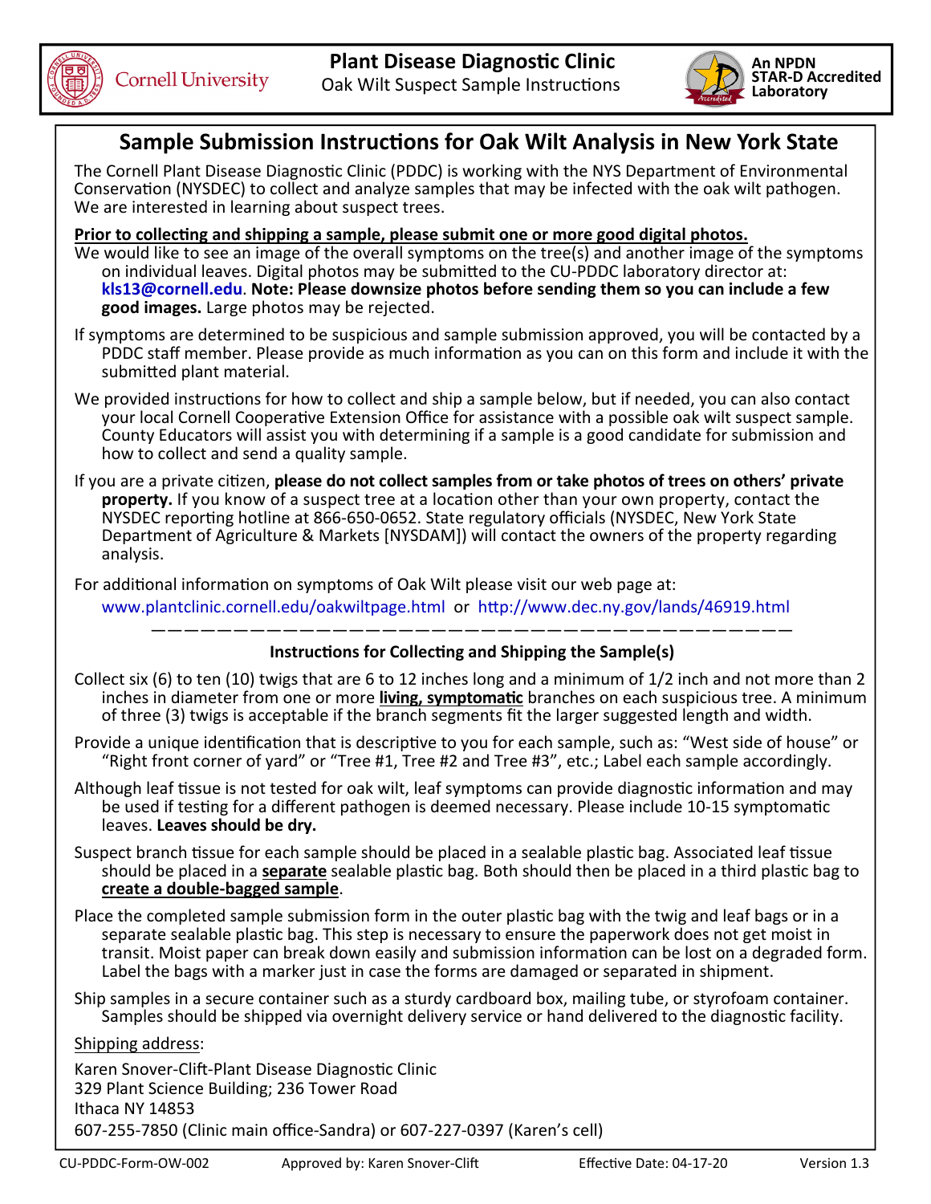Cornell University

# Plant Disease Diagnostic Clinic

Oak Wilt Suspect Sample Instructions

An NPDN STAR-D Accredited Laboratory

## Sample Submission Instructions for Oak Wilt Analysis in New York State

The Cornell Plant Disease Diagnostic Clinic (PDDC) is working with the NYS Department of Environmental Conservation (NYSDEC) to collect and analyze samples that may be infected with the oak wilt pathogen. We are interested in learning about suspect trees.

**Prior to collecting and shipping a sample, please submit one or more good digital photos.**

We would like to see an image of the overall symptoms on the tree(s) and another image of the symptoms on individual leaves. Digital photos may be submitted to the CU-PDDC laboratory director at: **kls13@cornell.edu**. **Note: Please downsize photos before sending them so you can include a few good images.** Large photos may be rejected.

If symptoms are determined to be suspicious and sample submission approved, you will be contacted by a PDDC staff member. Please provide as much information as you can on this form and include it with the submitted plant material.

We provided instructions for how to collect and ship a sample below, but if needed, you can also contact your local Cornell Cooperative Extension Office for assistance with a possible oak wilt suspect sample. County Educators will assist you with determining if a sample is a good candidate for submission and how to collect and send a quality sample.

If you are a private citizen, **please do not collect samples from or take photos of trees on others' private property.** If you know of a suspect tree at a location other than your own property, contact the NYSDEC reporting hotline at 866-650-0652. State regulatory officials (NYSDEC, New York State Department of Agriculture & Markets [NYSDAM]) will contact the owners of the property regarding analysis.

For additional information on symptoms of Oak Wilt please visit our web page at:

www.plantclinic.cornell.edu/oakwiltpage.html or http://www.dec.ny.gov/lands/46919.html

---

### Instructions for Collecting and Shipping the Sample(s)

Collect six (6) to ten (10) twigs that are 6 to 12 inches long and a minimum of 1/2 inch and not more than 2 inches in diameter from one or more **living, symptomatic** branches on each suspicious tree. A minimum of three (3) twigs is acceptable if the branch segments fit the larger suggested length and width.

Provide a unique identification that is descriptive to you for each sample, such as: "West side of house" or "Right front corner of yard" or "Tree #1, Tree #2 and Tree #3", etc.; Label each sample accordingly.

Although leaf tissue is not tested for oak wilt, leaf symptoms can provide diagnostic information and may be used if testing for a different pathogen is deemed necessary. Please include 10-15 symptomatic leaves. **Leaves should be dry.**

Suspect branch tissue for each sample should be placed in a sealable plastic bag. Associated leaf tissue should be placed in a **separate** sealable plastic bag. Both should then be placed in a third plastic bag to **create a double-bagged sample**.

Place the completed sample submission form in the outer plastic bag with the twig and leaf bags or in a separate sealable plastic bag. This step is necessary to ensure the paperwork does not get moist in transit. Moist paper can break down easily and submission information can be lost on a degraded form. Label the bags with a marker just in case the forms are damaged or separated in shipment.

Ship samples in a secure container such as a sturdy cardboard box, mailing tube, or styrofoam container. Samples should be shipped via overnight delivery service or hand delivered to the diagnostic facility.

Shipping address:

Karen Snover-Clift-Plant Disease Diagnostic Clinic
329 Plant Science Building; 236 Tower Road
Ithaca NY 14853
607-255-7850 (Clinic main office-Sandra) or 607-227-0397 (Karen's cell)

CU-PDDC-Form-OW-002 Approved by: Karen Snover-Clift Effective Date: 04-17-20 Version 1.3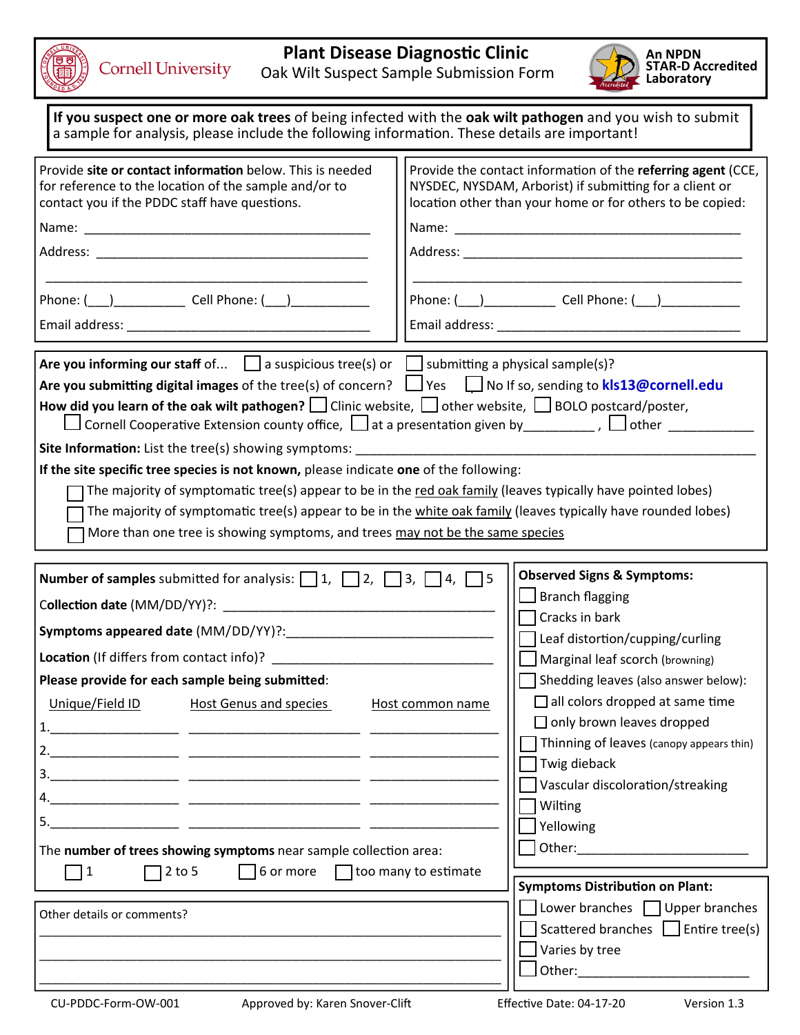Cornell University

# Plant Disease Diagnostic Clinic

## Oak Wilt Suspect Sample Submission Form

An NPDN STAR-D Accredited Laboratory

**If you suspect one or more oak trees** of being infected with the **oak wilt pathogen** and you wish to submit a sample for analysis, please include the following information. These details are important!

Provide **site or contact information** below. This is needed for reference to the location of the sample and/or to contact you if the PDDC staff have questions.

Name: ________________________________________

Address: ______________________________________

_____________________________________________

Phone: (___)__________ Cell Phone: (___)___________

Email address: __________________________________

Provide the contact information of the **referring agent** (CCE, NYSDEC, NYSDAM, Arborist) if submitting for a client or location other than your home or for others to be copied:

Name: ________________________________________

Address: ______________________________________

_____________________________________________

Phone: (___)__________ Cell Phone: (___)___________

Email address: __________________________________

**Are you informing our staff** of... ☐ a suspicious tree(s) or ☐ submitting a physical sample(s)?

**Are you submitting digital images** of the tree(s) of concern? ☐ Yes ☐ No If so, sending to **kls13@cornell.edu**

**How did you learn of the oak wilt pathogen?** ☐ Clinic website, ☐ other website, ☐ BOLO postcard/poster, ☐ Cornell Cooperative Extension county office, ☐ at a presentation given by__________ , ☐ other ____________

**Site Information:** List the tree(s) showing symptoms: ________________________________________________

**If the site specific tree species is not known,** please indicate **one** of the following:

☐ The majority of symptomatic tree(s) appear to be in the red oak family (leaves typically have pointed lobes)

☐ The majority of symptomatic tree(s) appear to be in the white oak family (leaves typically have rounded lobes)

☐ More than one tree is showing symptoms, and trees may not be the same species

**Number of samples** submitted for analysis: ☐ 1, ☐ 2, ☐ 3, ☐ 4, ☐ 5

**Collection date** (MM/DD/YY)?: ________________________________

**Symptoms appeared date** (MM/DD/YY)?:__________________________

**Location** (If differs from contact info)? ___________________________

**Please provide for each sample being submitted**:

| Unique/Field ID | Host Genus and species | Host common name |
|---|---|---|
| 1.________________ | ______________________ | ________________ |
| 2.________________ | ______________________ | ________________ |
| 3.________________ | ______________________ | ________________ |
| 4.________________ | ______________________ | ________________ |
| 5.________________ | ______________________ | ________________ |

The **number of trees showing symptoms** near sample collection area:

☐ 1 ☐ 2 to 5 ☐ 6 or more ☐ too many to estimate

**Observed Signs & Symptoms:**

- ☐ Branch flagging
- ☐ Cracks in bark
- ☐ Leaf distortion/cupping/curling
- ☐ Marginal leaf scorch (browning)
- ☐ Shedding leaves (also answer below):
  - ☐ all colors dropped at same time
  - ☐ only brown leaves dropped
- ☐ Thinning of leaves (canopy appears thin)
- ☐ Twig dieback
- ☐ Vascular discoloration/streaking
- ☐ Wilting
- ☐ Yellowing
- ☐ Other:______________________

**Symptoms Distribution on Plant:**

☐ Lower branches ☐ Upper branches

☐ Scattered branches ☐ Entire tree(s)

☐ Varies by tree

☐ Other:______________________

Other details or comments?

____________________________________________________________

____________________________________________________________

____________________________________________________________

CU-PDDC-Form-OW-001 Approved by: Karen Snover-Clift Effective Date: 04-17-20 Version 1.3